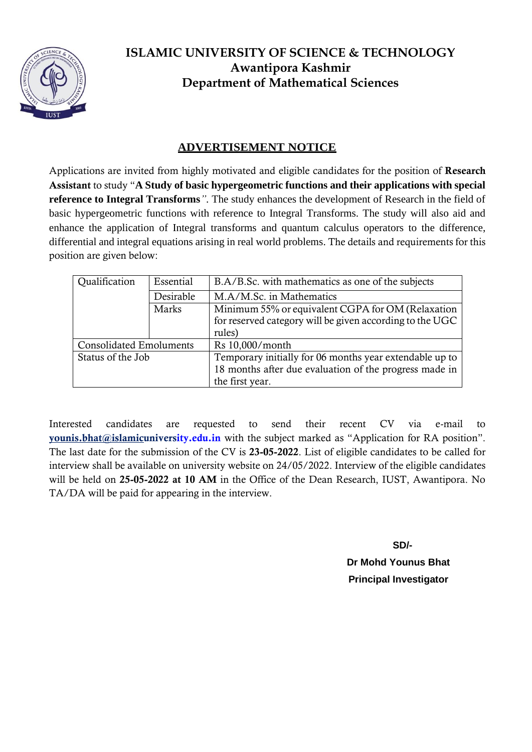# ISLAMIC UNIVERSITY OF SCIENCE & TECHNOLOGY
## Awantipora Kashmir
## Department of Mathematical Sciences

### ADVERTISEMENT NOTICE

Applications are invited from highly motivated and eligible candidates for the position of **Research Assistant** to study "**A Study of basic hypergeometric functions and their applications with special reference to Integral Transforms**". The study enhances the development of Research in the field of basic hypergeometric functions with reference to Integral Transforms. The study will also aid and enhance the application of Integral transforms and quantum calculus operators to the difference, differential and integral equations arising in real world problems. The details and requirements for this position are given below:

| Qualification | Essential | B.A/B.Sc. with mathematics as one of the subjects |
|---|---|---|
| | Desirable | M.A/M.Sc. in Mathematics |
| | Marks | Minimum 55% or equivalent CGPA for OM (Relaxation for reserved category will be given according to the UGC rules) |
| Consolidated Emoluments | | Rs 10,000/month |
| Status of the Job | | Temporary initially for 06 months year extendable up to 18 months after due evaluation of the progress made in the first year. |

Interested candidates are requested to send their recent CV via e-mail to **younis.bhat@islamicuniversity.edu.in** with the subject marked as "Application for RA position". The last date for the submission of the CV is **23-05-2022**. List of eligible candidates to be called for interview shall be available on university website on 24/05/2022. Interview of the eligible candidates will be held on **25-05-2022 at 10 AM** in the Office of the Dean Research, IUST, Awantipora. No TA/DA will be paid for appearing in the interview.

**SD/-**

**Dr Mohd Younus Bhat**

**Principal Investigator**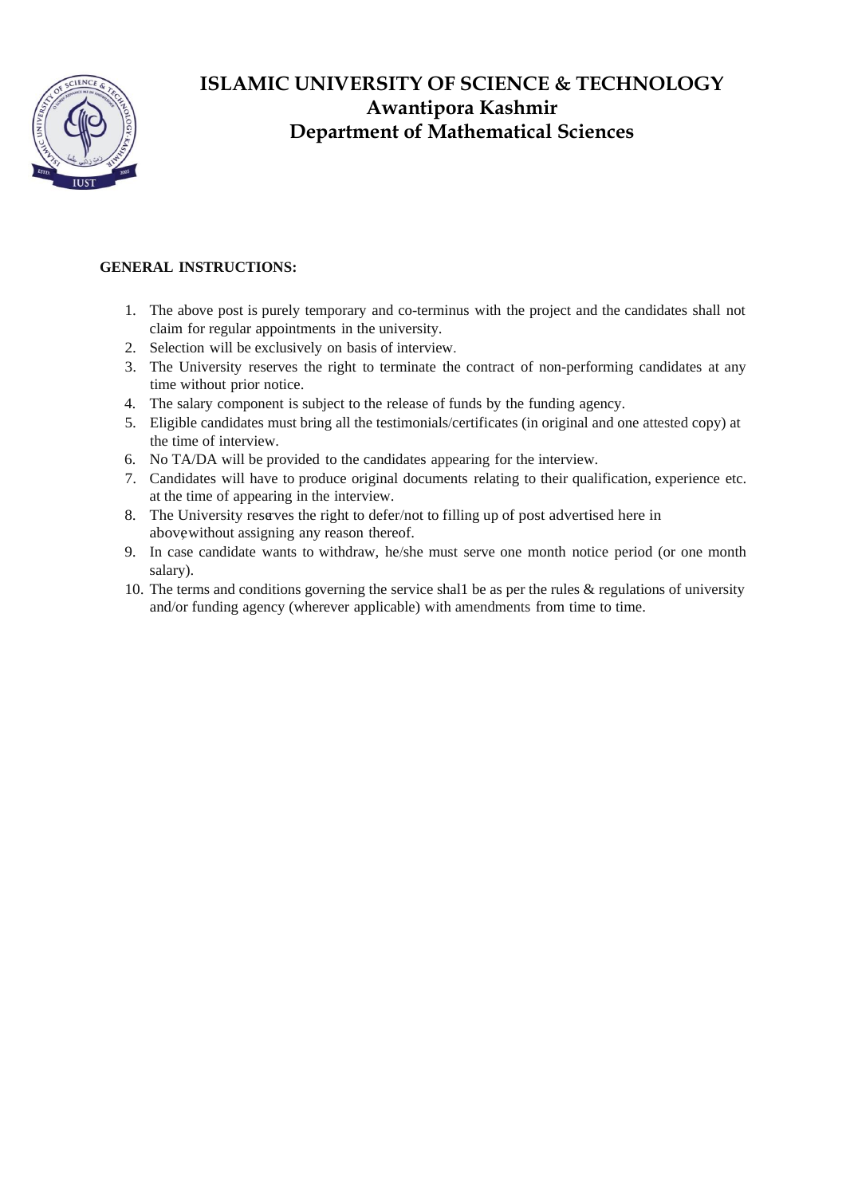# ISLAMIC UNIVERSITY OF SCIENCE & TECHNOLOGY
## Awantipora Kashmir
## Department of Mathematical Sciences

**GENERAL INSTRUCTIONS:**

1. The above post is purely temporary and co-terminus with the project and the candidates shall not claim for regular appointments in the university.
2. Selection will be exclusively on basis of interview.
3. The University reserves the right to terminate the contract of non-performing candidates at any time without prior notice.
4. The salary component is subject to the release of funds by the funding agency.
5. Eligible candidates must bring all the testimonials/certificates (in original and one attested copy) at the time of interview.
6. No TA/DA will be provided to the candidates appearing for the interview.
7. Candidates will have to produce original documents relating to their qualification, experience etc. at the time of appearing in the interview.
8. The University reserves the right to defer/not to filling up of post advertised here in above, without assigning any reason thereof.
9. In case candidate wants to withdraw, he/she must serve one month notice period (or one month salary).
10. The terms and conditions governing the service shal1 be as per the rules & regulations of university and/or funding agency (wherever applicable) with amendments from time to time.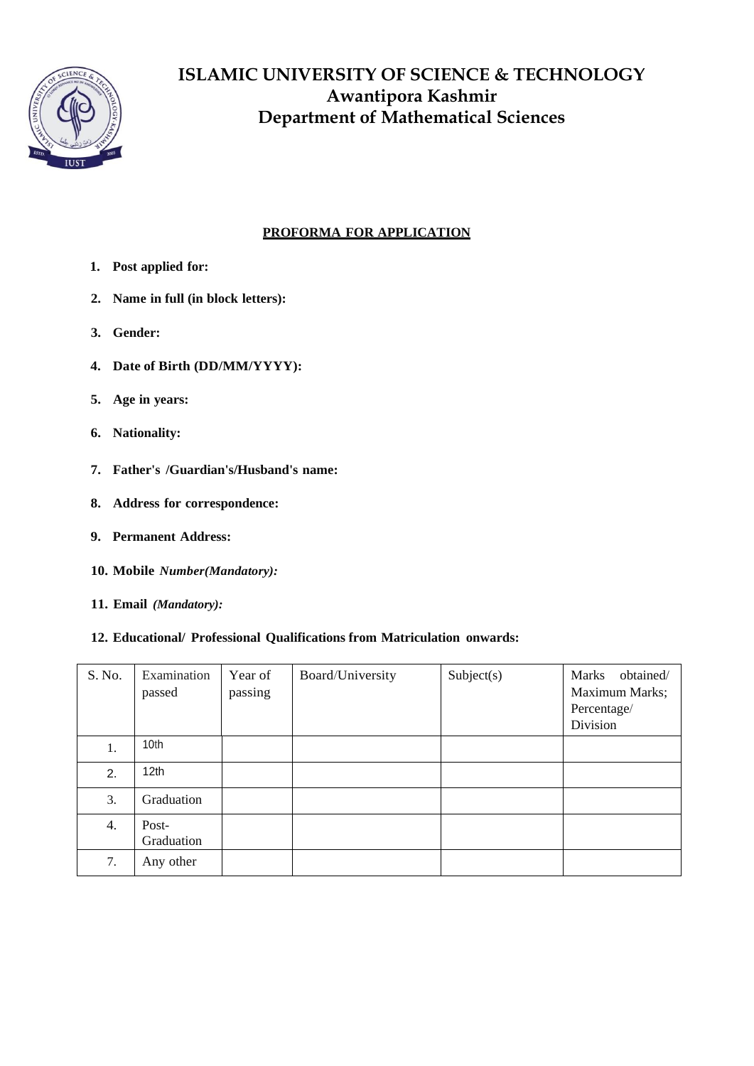# ISLAMIC UNIVERSITY OF SCIENCE & TECHNOLOGY
## Awantipora Kashmir
## Department of Mathematical Sciences

**PROFORMA FOR APPLICATION**

1. **Post applied for:**
2. **Name in full (in block letters):**
3. **Gender:**
4. **Date of Birth (DD/MM/YYYY):**
5. **Age in years:**
6. **Nationality:**
7. **Father's /Guardian's/Husband's name:**
8. **Address for correspondence:**
9. **Permanent Address:**
10. **Mobile** ***Number(Mandatory):***
11. **Email** ***(Mandatory):***
12. **Educational/ Professional Qualifications from Matriculation onwards:**

| S. No. | Examination passed | Year of passing | Board/University | Subject(s) | Marks obtained/ Maximum Marks; Percentage/ Division |
|---|---|---|---|---|---|
| 1. | 10th | | | | |
| 2. | 12th | | | | |
| 3. | Graduation | | | | |
| 4. | Post-Graduation | | | | |
| 7. | Any other | | | | |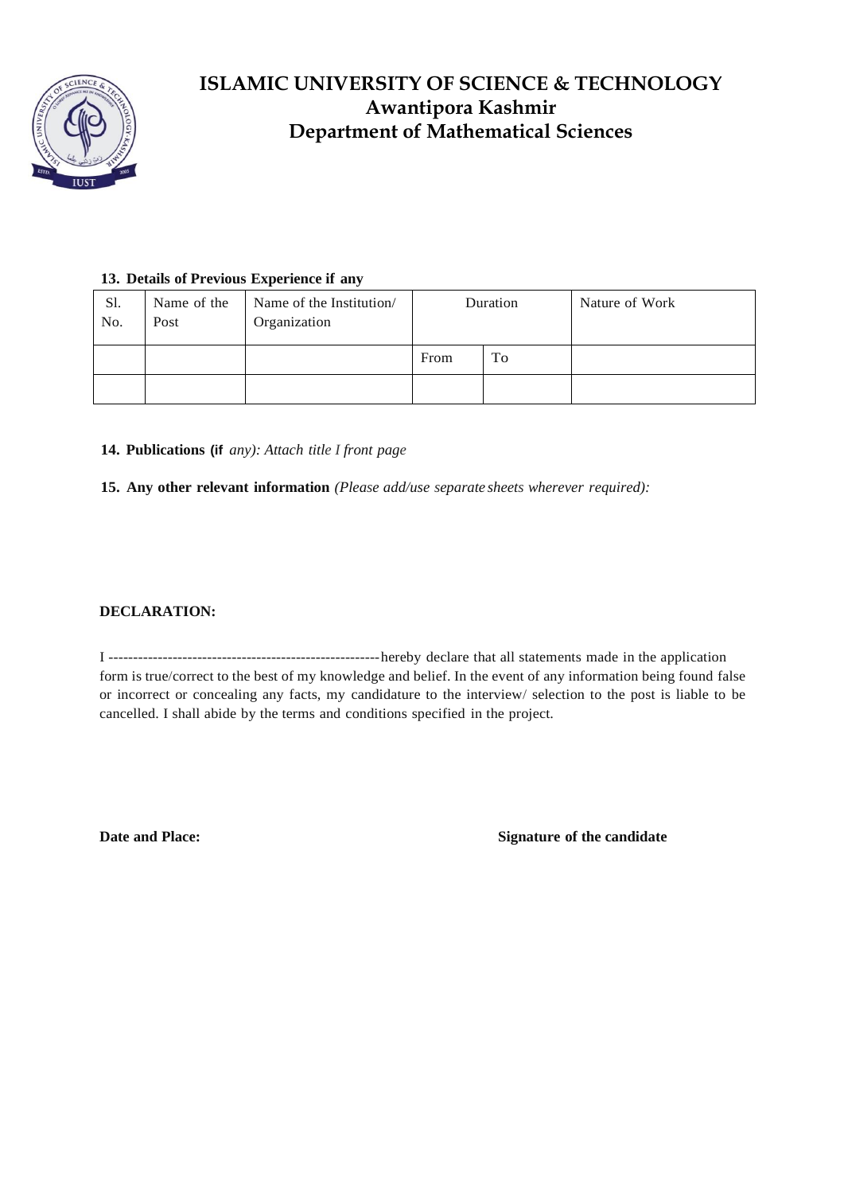# ISLAMIC UNIVERSITY OF SCIENCE & TECHNOLOGY
## Awantipora Kashmir
## Department of Mathematical Sciences

**13. Details of Previous Experience if any**

| Sl. No. | Name of the Post | Name of the Institution/ Organization | Duration | | Nature of Work |
|---|---|---|---|---|---|
| | | | From | To | |
| | | | | | |

**14. Publications (if** *any): Attach title I front page*

**15. Any other relevant information** *(Please add/use separate sheets wherever required):*

**DECLARATION:**

I -------------------------------------------------------hereby declare that all statements made in the application form is true/correct to the best of my knowledge and belief. In the event of any information being found false or incorrect or concealing any facts, my candidature to the interview/ selection to the post is liable to be cancelled. I shall abide by the terms and conditions specified in the project.

**Date and Place:** **Signature of the candidate**